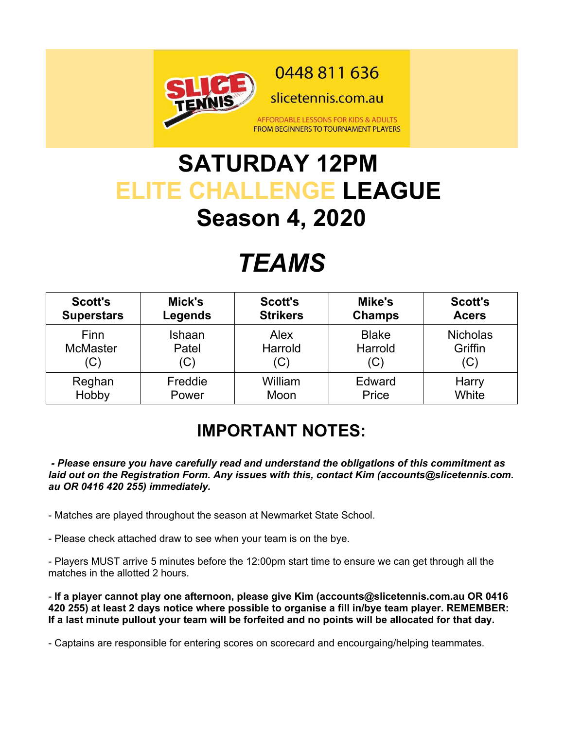SLICE TENNIS

0448 811 636

slicetennis.com.au

AFFORDABLE LESSONS FOR KIDS & ADULTS
FROM BEGINNERS TO TOURNAMENT PLAYERS

# SATURDAY 12PM
# ELITE CHALLENGE LEAGUE
# Season 4, 2020

# *TEAMS*

| Scott's Superstars | Mick's Legends | Scott's Strikers | Mike's Champs | Scott's Acers |
|---|---|---|---|---|
| Finn McMaster (C) | Ishaan Patel (C) | Alex Harrold (C) | Blake Harrold (C) | Nicholas Griffin (C) |
| Reghan Hobby | Freddie Power | William Moon | Edward Price | Harry White |

## IMPORTANT NOTES:

***- Please ensure you have carefully read and understand the obligations of this commitment as laid out on the Registration Form. Any issues with this, contact Kim (accounts@slicetennis.com.au OR 0416 420 255) immediately.***

- Matches are played throughout the season at Newmarket State School.

- Please check attached draw to see when your team is on the bye.

- Players MUST arrive 5 minutes before the 12:00pm start time to ensure we can get through all the matches in the allotted 2 hours.

- **If a player cannot play one afternoon, please give Kim (accounts@slicetennis.com.au OR 0416 420 255) at least 2 days notice where possible to organise a fill in/bye team player. REMEMBER: If a last minute pullout your team will be forfeited and no points will be allocated for that day.**

- Captains are responsible for entering scores on scorecard and encourgaing/helping teammates.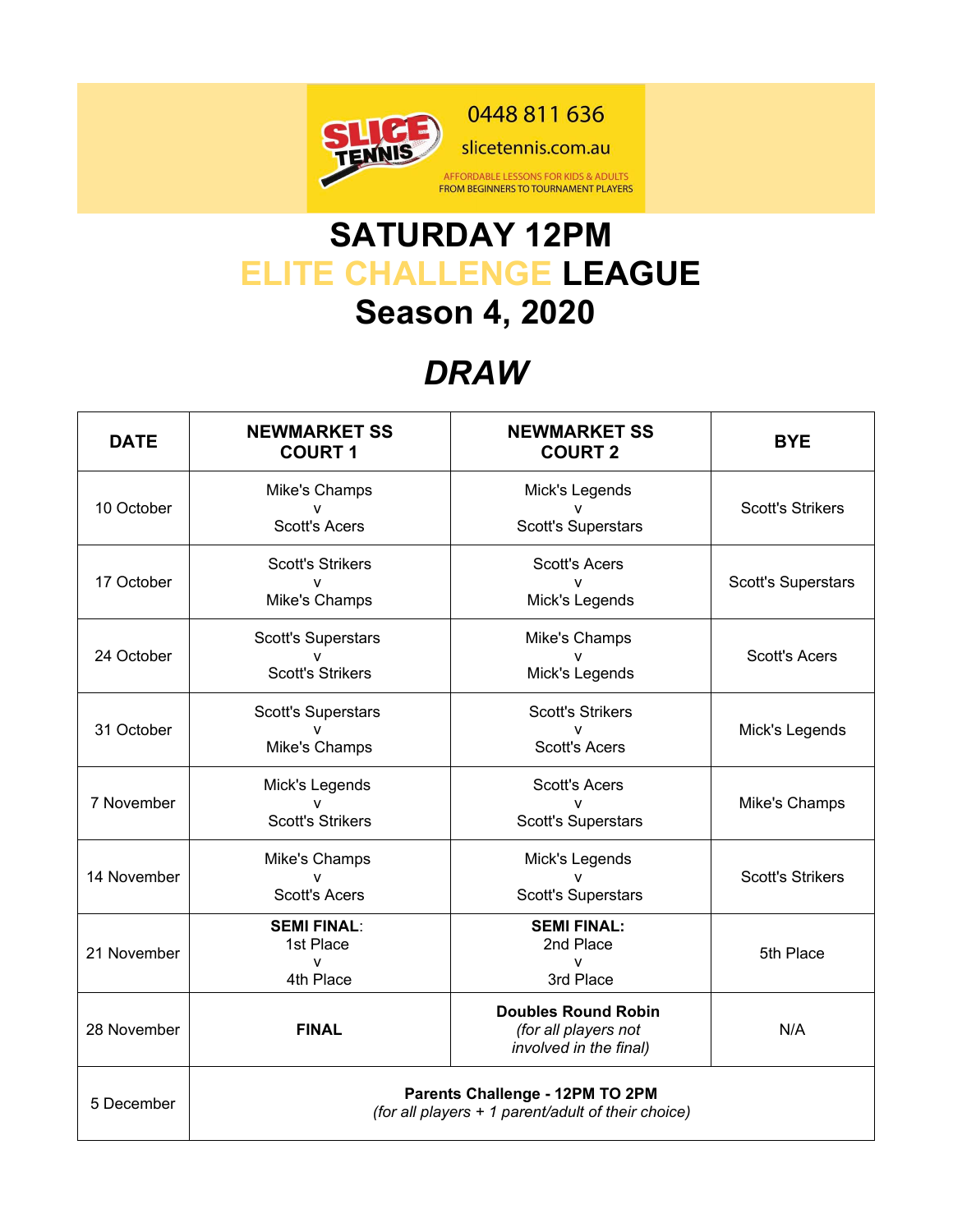0448 811 636

slicetennis.com.au

AFFORDABLE LESSONS FOR KIDS & ADULTS
FROM BEGINNERS TO TOURNAMENT PLAYERS

# SATURDAY 12PM
# ELITE CHALLENGE LEAGUE
# Season 4, 2020

# *DRAW*

| DATE | NEWMARKET SS COURT 1 | NEWMARKET SS COURT 2 | BYE |
|---|---|---|---|
| 10 October | Mike's Champs v Scott's Acers | Mick's Legends v Scott's Superstars | Scott's Strikers |
| 17 October | Scott's Strikers v Mike's Champs | Scott's Acers v Mick's Legends | Scott's Superstars |
| 24 October | Scott's Superstars v Scott's Strikers | Mike's Champs v Mick's Legends | Scott's Acers |
| 31 October | Scott's Superstars v Mike's Champs | Scott's Strikers v Scott's Acers | Mick's Legends |
| 7 November | Mick's Legends v Scott's Strikers | Scott's Acers v Scott's Superstars | Mike's Champs |
| 14 November | Mike's Champs v Scott's Acers | Mick's Legends v Scott's Superstars | Scott's Strikers |
| 21 November | **SEMI FINAL**: 1st Place v 4th Place | **SEMI FINAL:** 2nd Place v 3rd Place | 5th Place |
| 28 November | **FINAL** | **Doubles Round Robin** *(for all players not involved in the final)* | N/A |
| 5 December | **Parents Challenge - 12PM TO 2PM** *(for all players + 1 parent/adult of their choice)* | | |